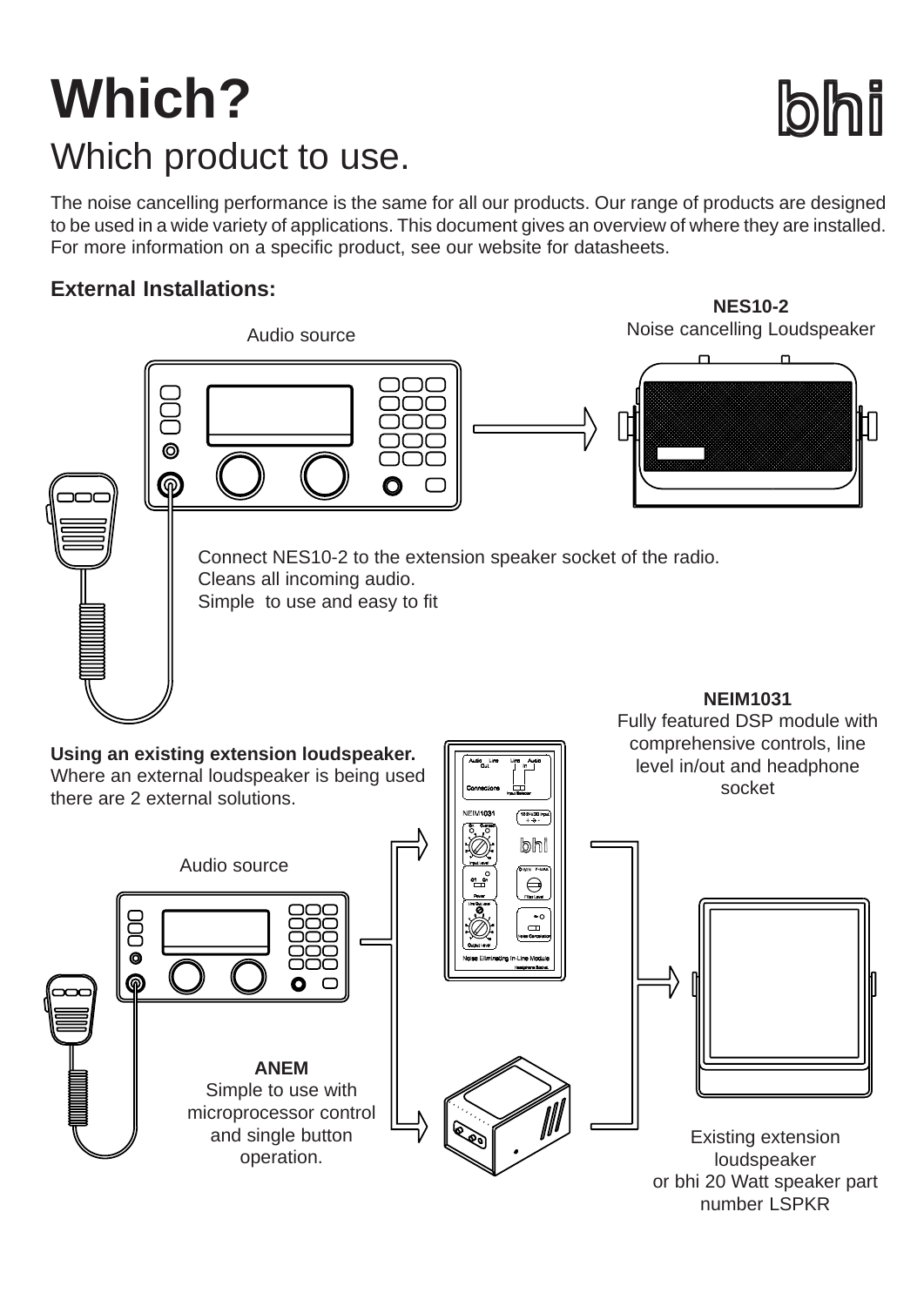# Which?

## Which product to use.

The noise cancelling performance is the same for all our products. Our range of products are designed to be used in a wide variety of applications. This document gives an overview of where they are installed. For more information on a specific product, see our website for datasheets.

### External Installations:

Audio source

**NES10-2**
Noise cancelling Loudspeaker

Connect NES10-2 to the extension speaker socket of the radio.
Cleans all incoming audio.
Simple to use and easy to fit

**NEIM1031**
Fully featured DSP module with comprehensive controls, line level in/out and headphone socket

**Using an existing extension loudspeaker.**
Where an external loudspeaker is being used there are 2 external solutions.

Audio source

**ANEM**
Simple to use with microprocessor control and single button operation.

Existing extension loudspeaker
or bhi 20 Watt speaker part number LSPKR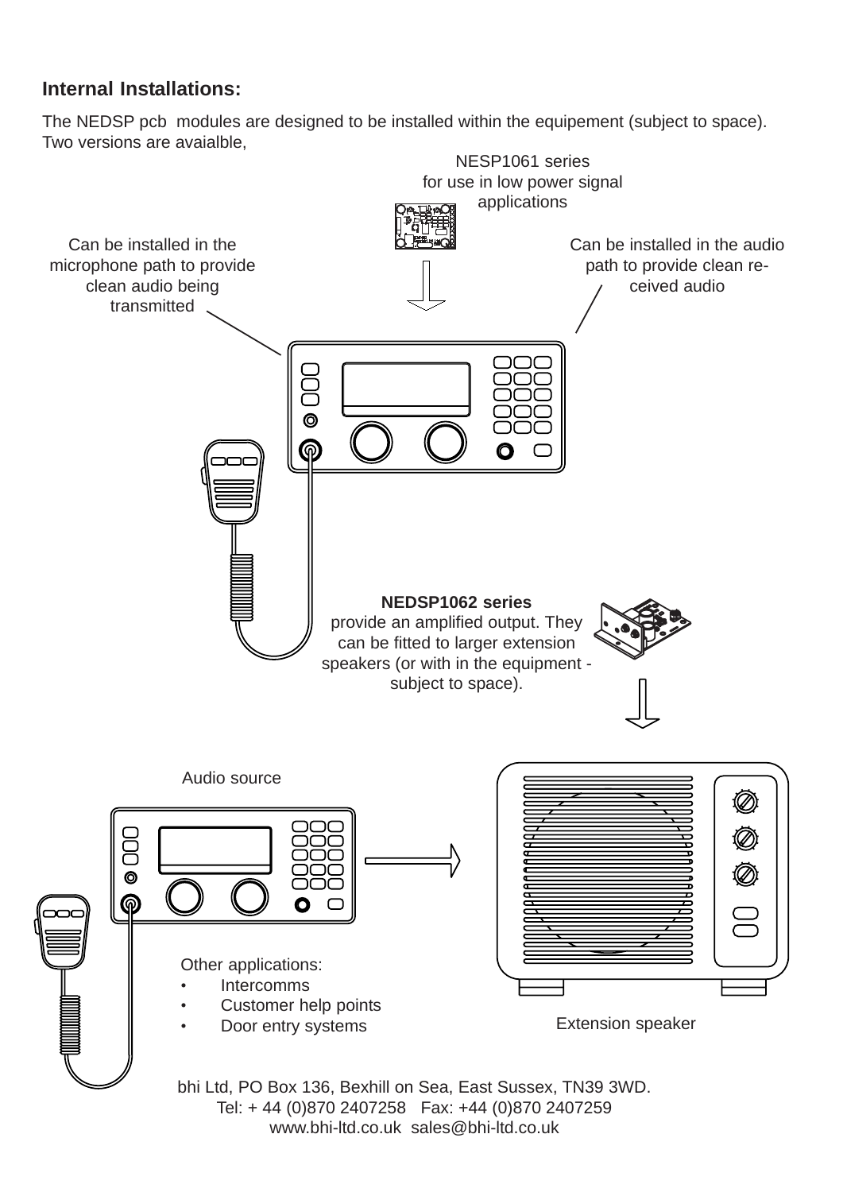## Internal Installations:

The NEDSP pcb modules are designed to be installed within the equipement (subject to space). Two versions are avaialble,

NESP1061 series
for use in low power signal applications

Can be installed in the microphone path to provide clean audio being transmitted

Can be installed in the audio path to provide clean received audio

**NEDSP1062 series**
provide an amplified output. They can be fitted to larger extension speakers (or with in the equipment - subject to space).

Audio source

Extension speaker

Other applications:

- Intercomms
- Customer help points
- Door entry systems

bhi Ltd, PO Box 136, Bexhill on Sea, East Sussex, TN39 3WD.
Tel: + 44 (0)870 2407258 Fax: +44 (0)870 2407259
www.bhi-ltd.co.uk sales@bhi-ltd.co.uk